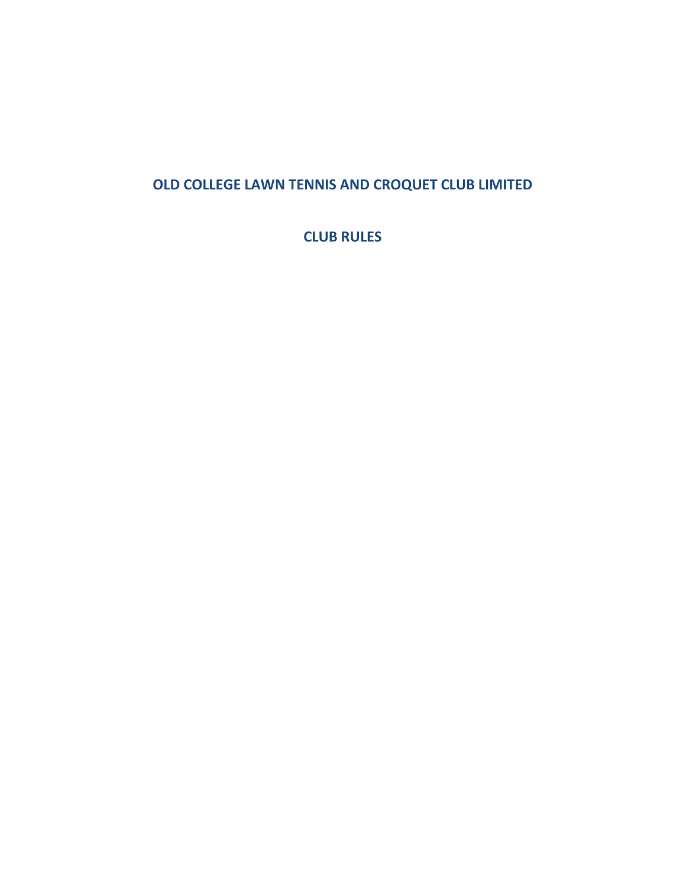# OLD COLLEGE LAWN TENNIS AND CROQUET CLUB LIMITED

## CLUB RULES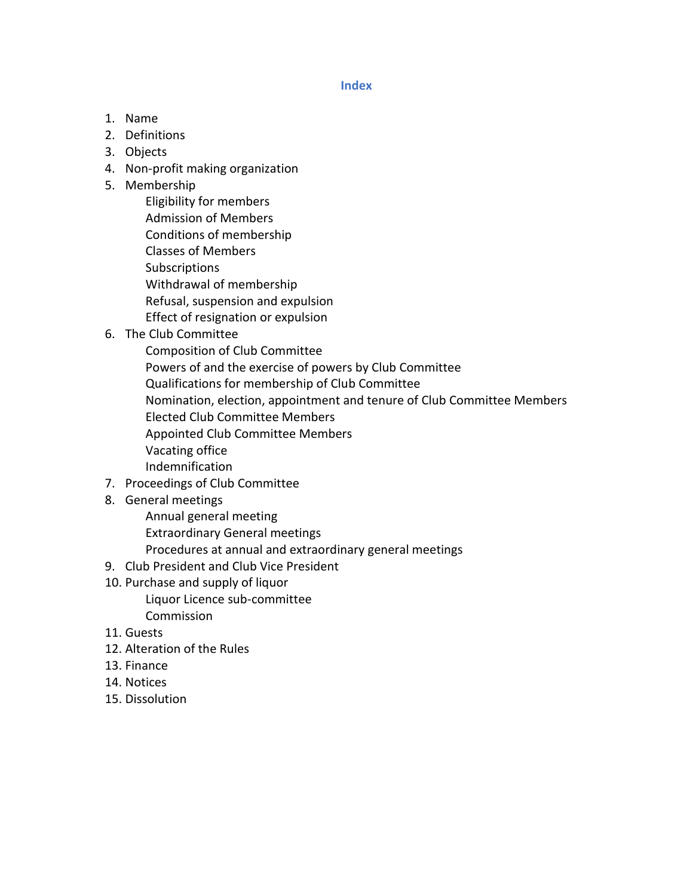## Index

1. Name
2. Definitions
3. Objects
4. Non-profit making organization
5. Membership
    - Eligibility for members
    - Admission of Members
    - Conditions of membership
    - Classes of Members
    - Subscriptions
    - Withdrawal of membership
    - Refusal, suspension and expulsion
    - Effect of resignation or expulsion
6. The Club Committee
    - Composition of Club Committee
    - Powers of and the exercise of powers by Club Committee
    - Qualifications for membership of Club Committee
    - Nomination, election, appointment and tenure of Club Committee Members
    - Elected Club Committee Members
    - Appointed Club Committee Members
    - Vacating office
    - Indemnification
7. Proceedings of Club Committee
8. General meetings
    - Annual general meeting
    - Extraordinary General meetings
    - Procedures at annual and extraordinary general meetings
9. Club President and Club Vice President
10. Purchase and supply of liquor
    - Liquor Licence sub-committee
    - Commission
11. Guests
12. Alteration of the Rules
13. Finance
14. Notices
15. Dissolution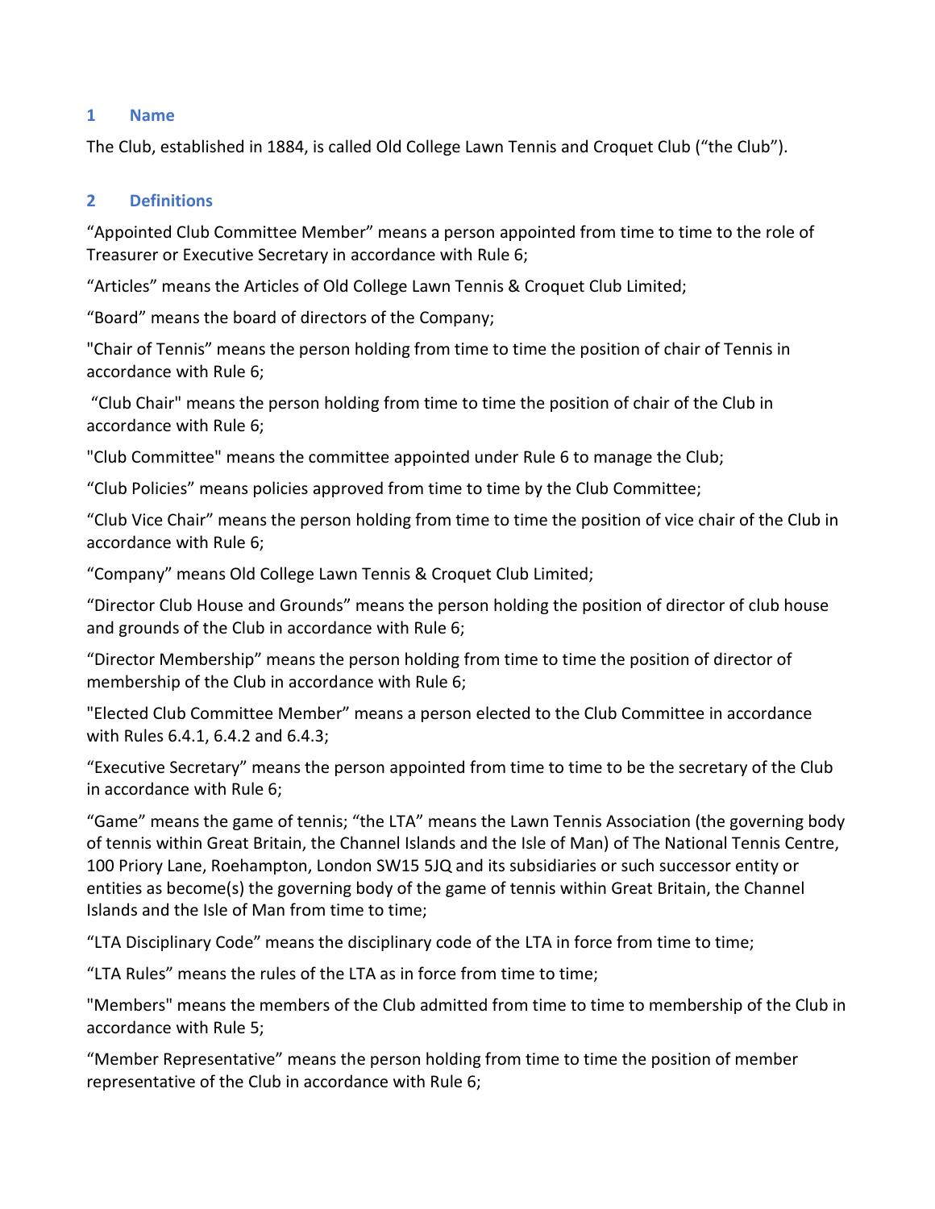## 1 Name

The Club, established in 1884, is called Old College Lawn Tennis and Croquet Club ("the Club").

## 2 Definitions

"Appointed Club Committee Member" means a person appointed from time to time to the role of Treasurer or Executive Secretary in accordance with Rule 6;

"Articles" means the Articles of Old College Lawn Tennis & Croquet Club Limited;

"Board" means the board of directors of the Company;

"Chair of Tennis" means the person holding from time to time the position of chair of Tennis in accordance with Rule 6;

"Club Chair" means the person holding from time to time the position of chair of the Club in accordance with Rule 6;

"Club Committee" means the committee appointed under Rule 6 to manage the Club;

"Club Policies" means policies approved from time to time by the Club Committee;

"Club Vice Chair" means the person holding from time to time the position of vice chair of the Club in accordance with Rule 6;

"Company" means Old College Lawn Tennis & Croquet Club Limited;

"Director Club House and Grounds" means the person holding the position of director of club house and grounds of the Club in accordance with Rule 6;

"Director Membership" means the person holding from time to time the position of director of membership of the Club in accordance with Rule 6;

"Elected Club Committee Member" means a person elected to the Club Committee in accordance with Rules 6.4.1, 6.4.2 and 6.4.3;

"Executive Secretary" means the person appointed from time to time to be the secretary of the Club in accordance with Rule 6;

"Game" means the game of tennis; "the LTA" means the Lawn Tennis Association (the governing body of tennis within Great Britain, the Channel Islands and the Isle of Man) of The National Tennis Centre, 100 Priory Lane, Roehampton, London SW15 5JQ and its subsidiaries or such successor entity or entities as become(s) the governing body of the game of tennis within Great Britain, the Channel Islands and the Isle of Man from time to time;

"LTA Disciplinary Code" means the disciplinary code of the LTA in force from time to time;

"LTA Rules" means the rules of the LTA as in force from time to time;

"Members" means the members of the Club admitted from time to time to membership of the Club in accordance with Rule 5;

"Member Representative" means the person holding from time to time the position of member representative of the Club in accordance with Rule 6;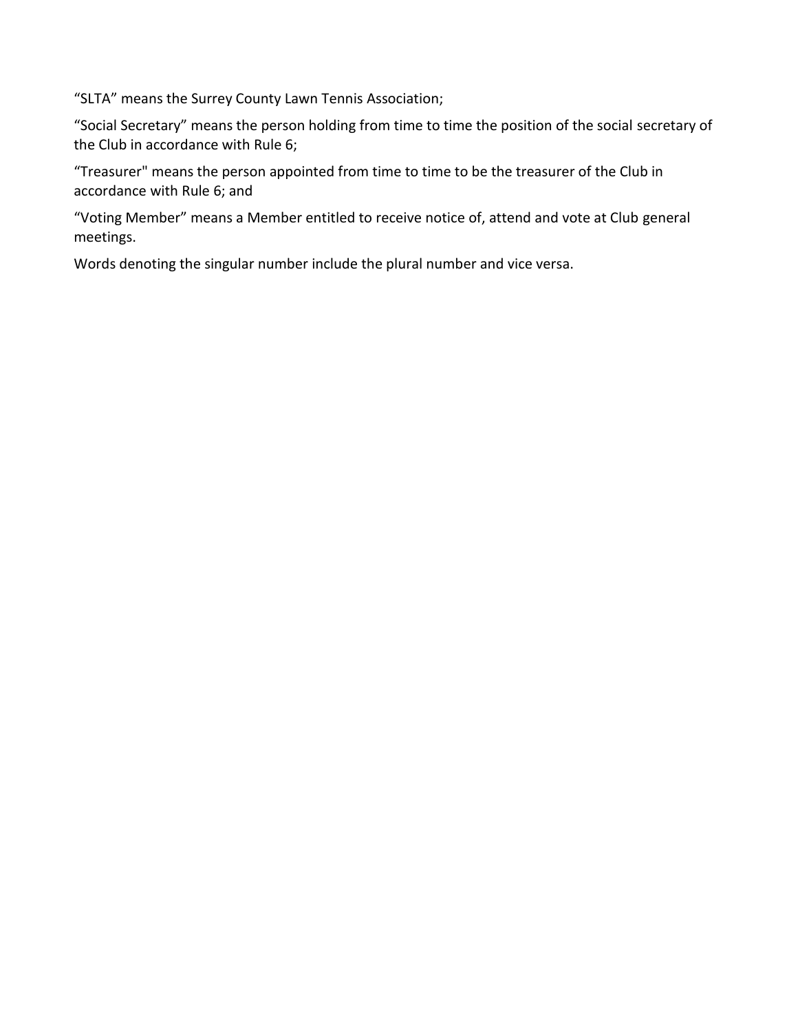“SLTA” means the Surrey County Lawn Tennis Association;

“Social Secretary” means the person holding from time to time the position of the social secretary of the Club in accordance with Rule 6;

“Treasurer" means the person appointed from time to time to be the treasurer of the Club in accordance with Rule 6; and

“Voting Member” means a Member entitled to receive notice of, attend and vote at Club general meetings.

Words denoting the singular number include the plural number and vice versa.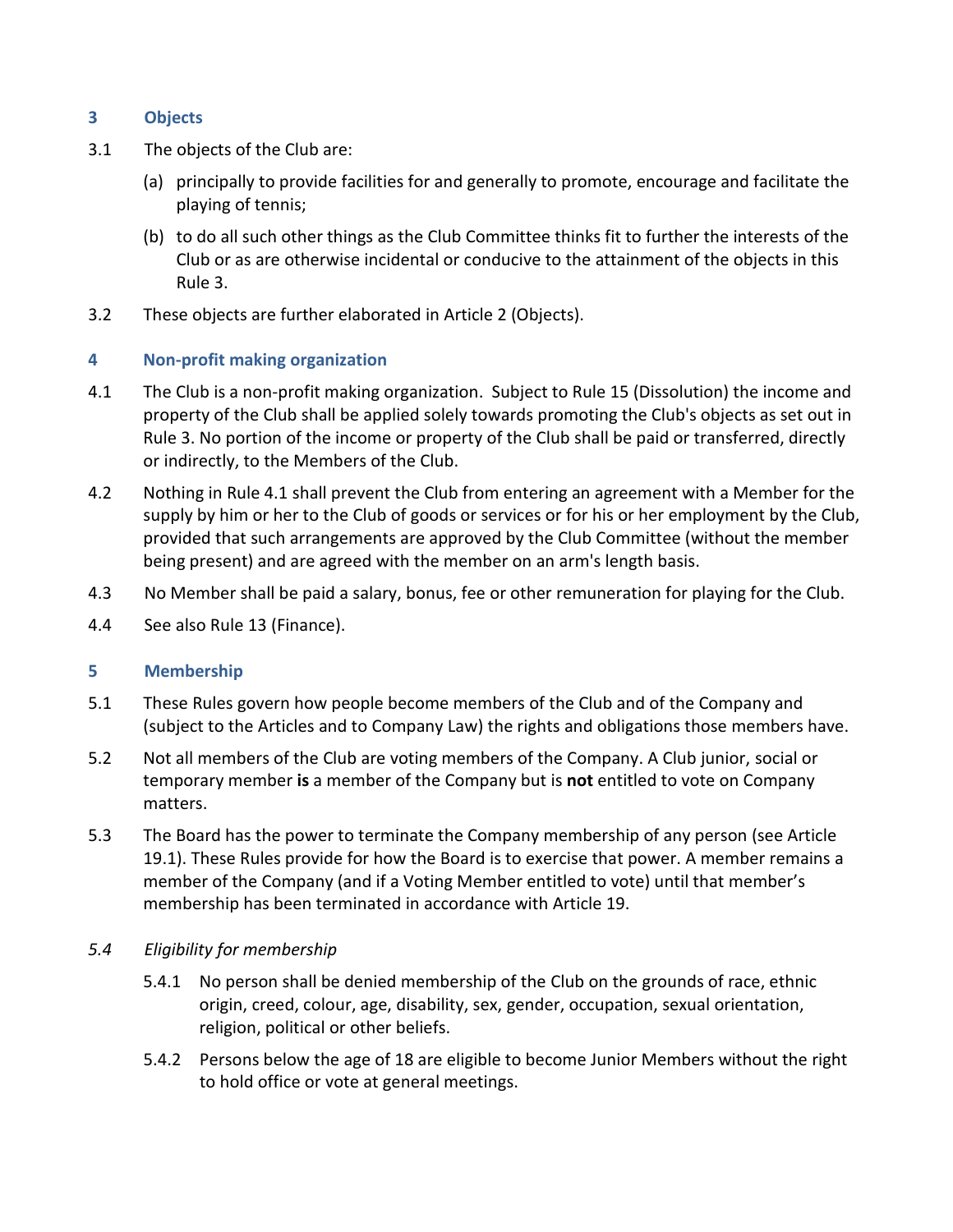## 3 Objects

3.1 The objects of the Club are:

(a) principally to provide facilities for and generally to promote, encourage and facilitate the playing of tennis;

(b) to do all such other things as the Club Committee thinks fit to further the interests of the Club or as are otherwise incidental or conducive to the attainment of the objects in this Rule 3.

3.2 These objects are further elaborated in Article 2 (Objects).

## 4 Non-profit making organization

4.1 The Club is a non-profit making organization. Subject to Rule 15 (Dissolution) the income and property of the Club shall be applied solely towards promoting the Club's objects as set out in Rule 3. No portion of the income or property of the Club shall be paid or transferred, directly or indirectly, to the Members of the Club.

4.2 Nothing in Rule 4.1 shall prevent the Club from entering an agreement with a Member for the supply by him or her to the Club of goods or services or for his or her employment by the Club, provided that such arrangements are approved by the Club Committee (without the member being present) and are agreed with the member on an arm's length basis.

4.3 No Member shall be paid a salary, bonus, fee or other remuneration for playing for the Club.

4.4 See also Rule 13 (Finance).

## 5 Membership

5.1 These Rules govern how people become members of the Club and of the Company and (subject to the Articles and to Company Law) the rights and obligations those members have.

5.2 Not all members of the Club are voting members of the Company. A Club junior, social or temporary member **is** a member of the Company but is **not** entitled to vote on Company matters.

5.3 The Board has the power to terminate the Company membership of any person (see Article 19.1). These Rules provide for how the Board is to exercise that power. A member remains a member of the Company (and if a Voting Member entitled to vote) until that member's membership has been terminated in accordance with Article 19.

*5.4 Eligibility for membership*

5.4.1 No person shall be denied membership of the Club on the grounds of race, ethnic origin, creed, colour, age, disability, sex, gender, occupation, sexual orientation, religion, political or other beliefs.

5.4.2 Persons below the age of 18 are eligible to become Junior Members without the right to hold office or vote at general meetings.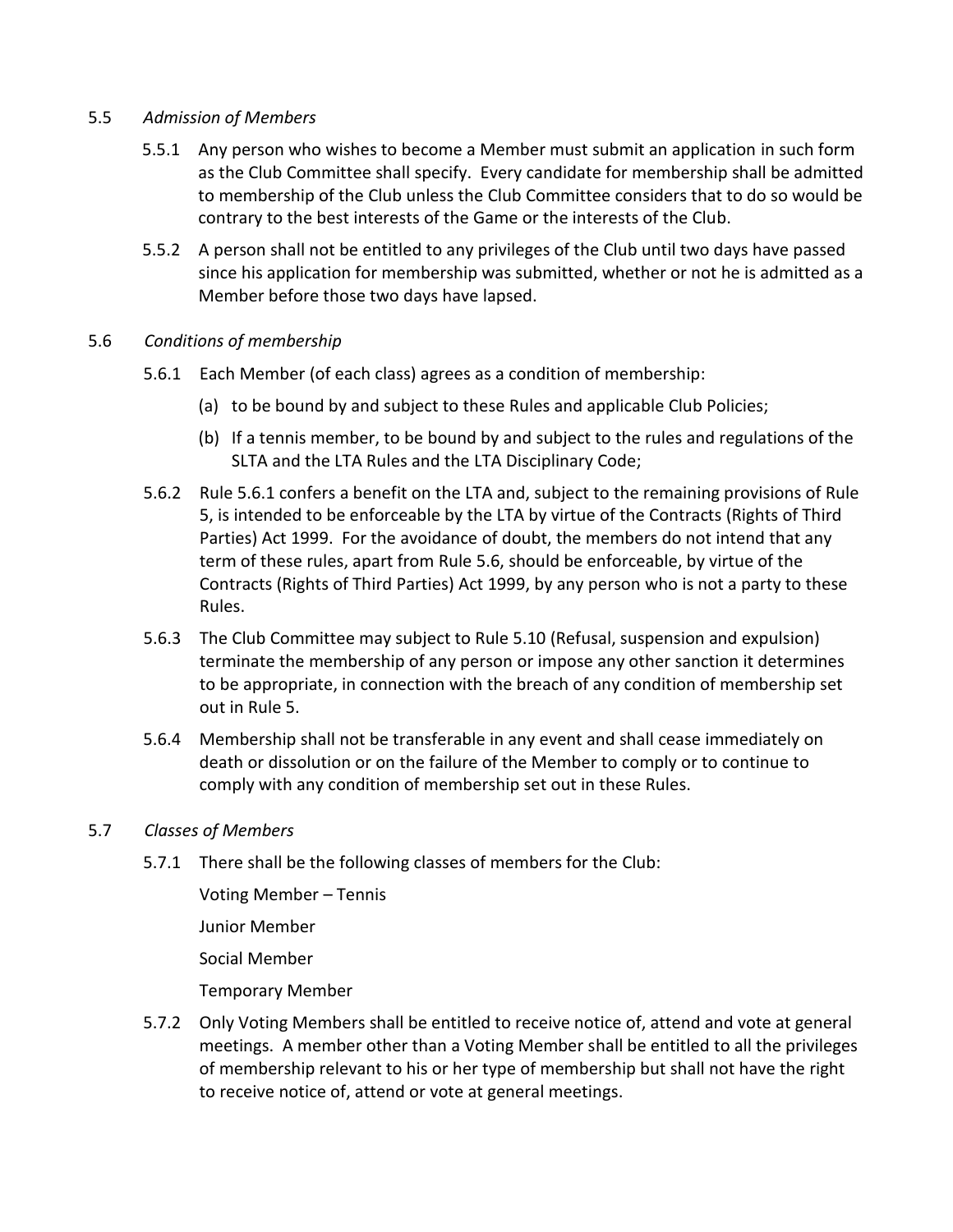5.5 *Admission of Members*

5.5.1 Any person who wishes to become a Member must submit an application in such form as the Club Committee shall specify. Every candidate for membership shall be admitted to membership of the Club unless the Club Committee considers that to do so would be contrary to the best interests of the Game or the interests of the Club.

5.5.2 A person shall not be entitled to any privileges of the Club until two days have passed since his application for membership was submitted, whether or not he is admitted as a Member before those two days have lapsed.

5.6 *Conditions of membership*

5.6.1 Each Member (of each class) agrees as a condition of membership:

(a) to be bound by and subject to these Rules and applicable Club Policies;

(b) If a tennis member, to be bound by and subject to the rules and regulations of the SLTA and the LTA Rules and the LTA Disciplinary Code;

5.6.2 Rule 5.6.1 confers a benefit on the LTA and, subject to the remaining provisions of Rule 5, is intended to be enforceable by the LTA by virtue of the Contracts (Rights of Third Parties) Act 1999. For the avoidance of doubt, the members do not intend that any term of these rules, apart from Rule 5.6, should be enforceable, by virtue of the Contracts (Rights of Third Parties) Act 1999, by any person who is not a party to these Rules.

5.6.3 The Club Committee may subject to Rule 5.10 (Refusal, suspension and expulsion) terminate the membership of any person or impose any other sanction it determines to be appropriate, in connection with the breach of any condition of membership set out in Rule 5.

5.6.4 Membership shall not be transferable in any event and shall cease immediately on death or dissolution or on the failure of the Member to comply or to continue to comply with any condition of membership set out in these Rules.

5.7 *Classes of Members*

5.7.1 There shall be the following classes of members for the Club:

Voting Member – Tennis

Junior Member

Social Member

Temporary Member

5.7.2 Only Voting Members shall be entitled to receive notice of, attend and vote at general meetings. A member other than a Voting Member shall be entitled to all the privileges of membership relevant to his or her type of membership but shall not have the right to receive notice of, attend or vote at general meetings.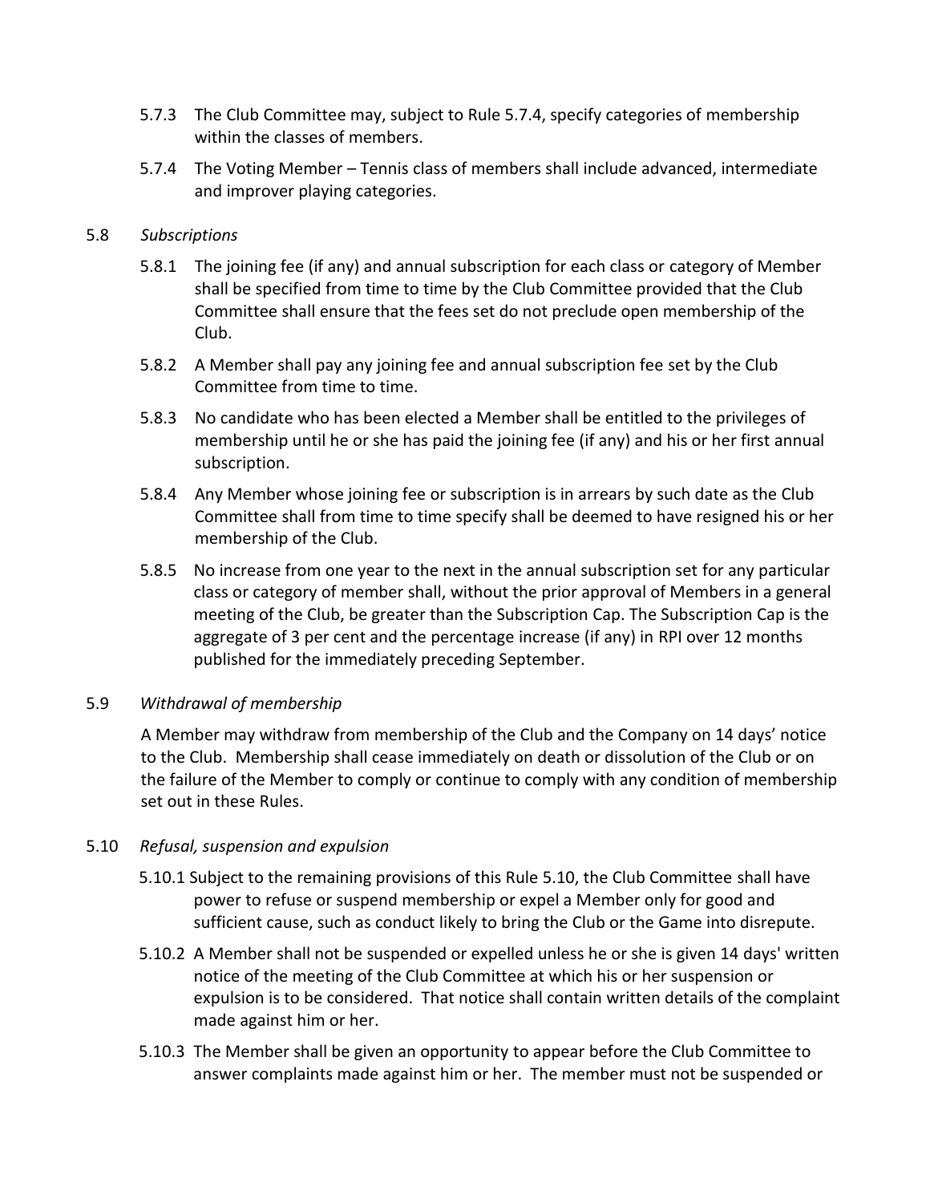5.7.3 The Club Committee may, subject to Rule 5.7.4, specify categories of membership within the classes of members.

5.7.4 The Voting Member – Tennis class of members shall include advanced, intermediate and improver playing categories.

5.8 *Subscriptions*

5.8.1 The joining fee (if any) and annual subscription for each class or category of Member shall be specified from time to time by the Club Committee provided that the Club Committee shall ensure that the fees set do not preclude open membership of the Club.

5.8.2 A Member shall pay any joining fee and annual subscription fee set by the Club Committee from time to time.

5.8.3 No candidate who has been elected a Member shall be entitled to the privileges of membership until he or she has paid the joining fee (if any) and his or her first annual subscription.

5.8.4 Any Member whose joining fee or subscription is in arrears by such date as the Club Committee shall from time to time specify shall be deemed to have resigned his or her membership of the Club.

5.8.5 No increase from one year to the next in the annual subscription set for any particular class or category of member shall, without the prior approval of Members in a general meeting of the Club, be greater than the Subscription Cap. The Subscription Cap is the aggregate of 3 per cent and the percentage increase (if any) in RPI over 12 months published for the immediately preceding September.

5.9 *Withdrawal of membership*

A Member may withdraw from membership of the Club and the Company on 14 days' notice to the Club. Membership shall cease immediately on death or dissolution of the Club or on the failure of the Member to comply or continue to comply with any condition of membership set out in these Rules.

5.10 *Refusal, suspension and expulsion*

5.10.1 Subject to the remaining provisions of this Rule 5.10, the Club Committee shall have power to refuse or suspend membership or expel a Member only for good and sufficient cause, such as conduct likely to bring the Club or the Game into disrepute.

5.10.2 A Member shall not be suspended or expelled unless he or she is given 14 days' written notice of the meeting of the Club Committee at which his or her suspension or expulsion is to be considered. That notice shall contain written details of the complaint made against him or her.

5.10.3 The Member shall be given an opportunity to appear before the Club Committee to answer complaints made against him or her. The member must not be suspended or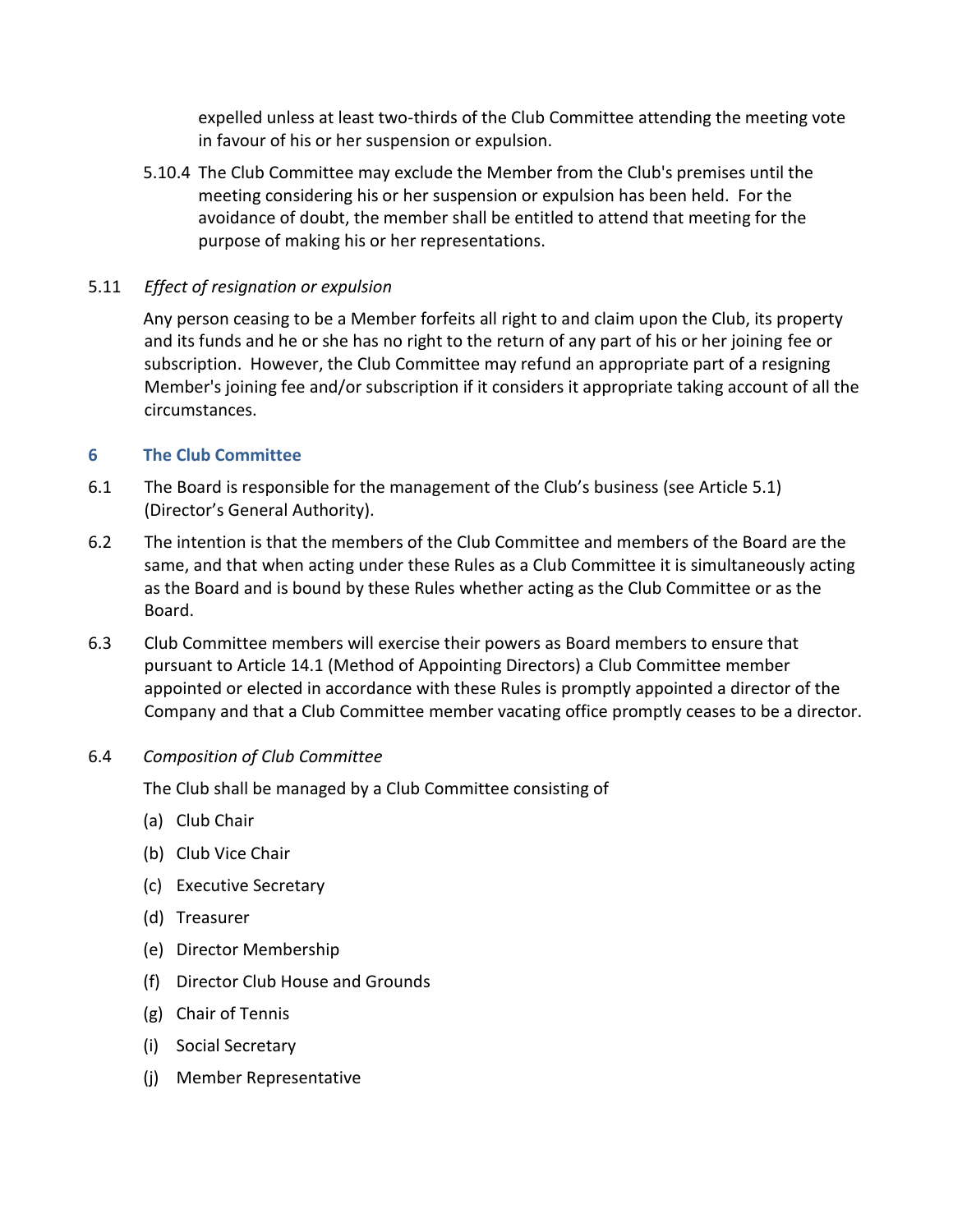expelled unless at least two-thirds of the Club Committee attending the meeting vote in favour of his or her suspension or expulsion.

5.10.4 The Club Committee may exclude the Member from the Club's premises until the meeting considering his or her suspension or expulsion has been held. For the avoidance of doubt, the member shall be entitled to attend that meeting for the purpose of making his or her representations.

5.11 *Effect of resignation or expulsion*

Any person ceasing to be a Member forfeits all right to and claim upon the Club, its property and its funds and he or she has no right to the return of any part of his or her joining fee or subscription. However, the Club Committee may refund an appropriate part of a resigning Member's joining fee and/or subscription if it considers it appropriate taking account of all the circumstances.

## 6 The Club Committee

6.1 The Board is responsible for the management of the Club's business (see Article 5.1) (Director's General Authority).

6.2 The intention is that the members of the Club Committee and members of the Board are the same, and that when acting under these Rules as a Club Committee it is simultaneously acting as the Board and is bound by these Rules whether acting as the Club Committee or as the Board.

6.3 Club Committee members will exercise their powers as Board members to ensure that pursuant to Article 14.1 (Method of Appointing Directors) a Club Committee member appointed or elected in accordance with these Rules is promptly appointed a director of the Company and that a Club Committee member vacating office promptly ceases to be a director.

6.4 *Composition of Club Committee*

The Club shall be managed by a Club Committee consisting of

(a) Club Chair

(b) Club Vice Chair

(c) Executive Secretary

(d) Treasurer

(e) Director Membership

(f) Director Club House and Grounds

(g) Chair of Tennis

(i) Social Secretary

(j) Member Representative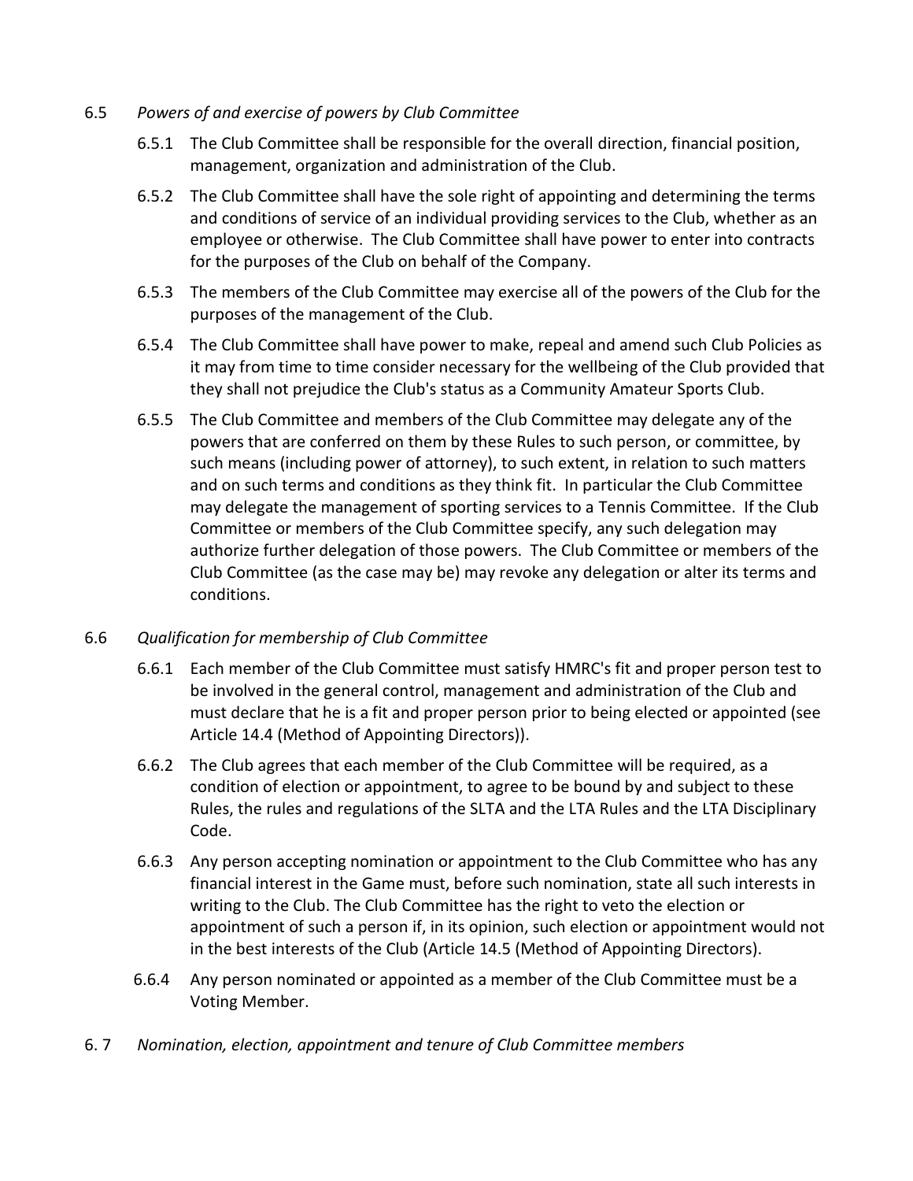6.5 *Powers of and exercise of powers by Club Committee*

6.5.1 The Club Committee shall be responsible for the overall direction, financial position, management, organization and administration of the Club.

6.5.2 The Club Committee shall have the sole right of appointing and determining the terms and conditions of service of an individual providing services to the Club, whether as an employee or otherwise. The Club Committee shall have power to enter into contracts for the purposes of the Club on behalf of the Company.

6.5.3 The members of the Club Committee may exercise all of the powers of the Club for the purposes of the management of the Club.

6.5.4 The Club Committee shall have power to make, repeal and amend such Club Policies as it may from time to time consider necessary for the wellbeing of the Club provided that they shall not prejudice the Club's status as a Community Amateur Sports Club.

6.5.5 The Club Committee and members of the Club Committee may delegate any of the powers that are conferred on them by these Rules to such person, or committee, by such means (including power of attorney), to such extent, in relation to such matters and on such terms and conditions as they think fit. In particular the Club Committee may delegate the management of sporting services to a Tennis Committee. If the Club Committee or members of the Club Committee specify, any such delegation may authorize further delegation of those powers. The Club Committee or members of the Club Committee (as the case may be) may revoke any delegation or alter its terms and conditions.

6.6 *Qualification for membership of Club Committee*

6.6.1 Each member of the Club Committee must satisfy HMRC's fit and proper person test to be involved in the general control, management and administration of the Club and must declare that he is a fit and proper person prior to being elected or appointed (see Article 14.4 (Method of Appointing Directors)).

6.6.2 The Club agrees that each member of the Club Committee will be required, as a condition of election or appointment, to agree to be bound by and subject to these Rules, the rules and regulations of the SLTA and the LTA Rules and the LTA Disciplinary Code.

6.6.3 Any person accepting nomination or appointment to the Club Committee who has any financial interest in the Game must, before such nomination, state all such interests in writing to the Club. The Club Committee has the right to veto the election or appointment of such a person if, in its opinion, such election or appointment would not in the best interests of the Club (Article 14.5 (Method of Appointing Directors).

6.6.4 Any person nominated or appointed as a member of the Club Committee must be a Voting Member.

6. 7 *Nomination, election, appointment and tenure of Club Committee members*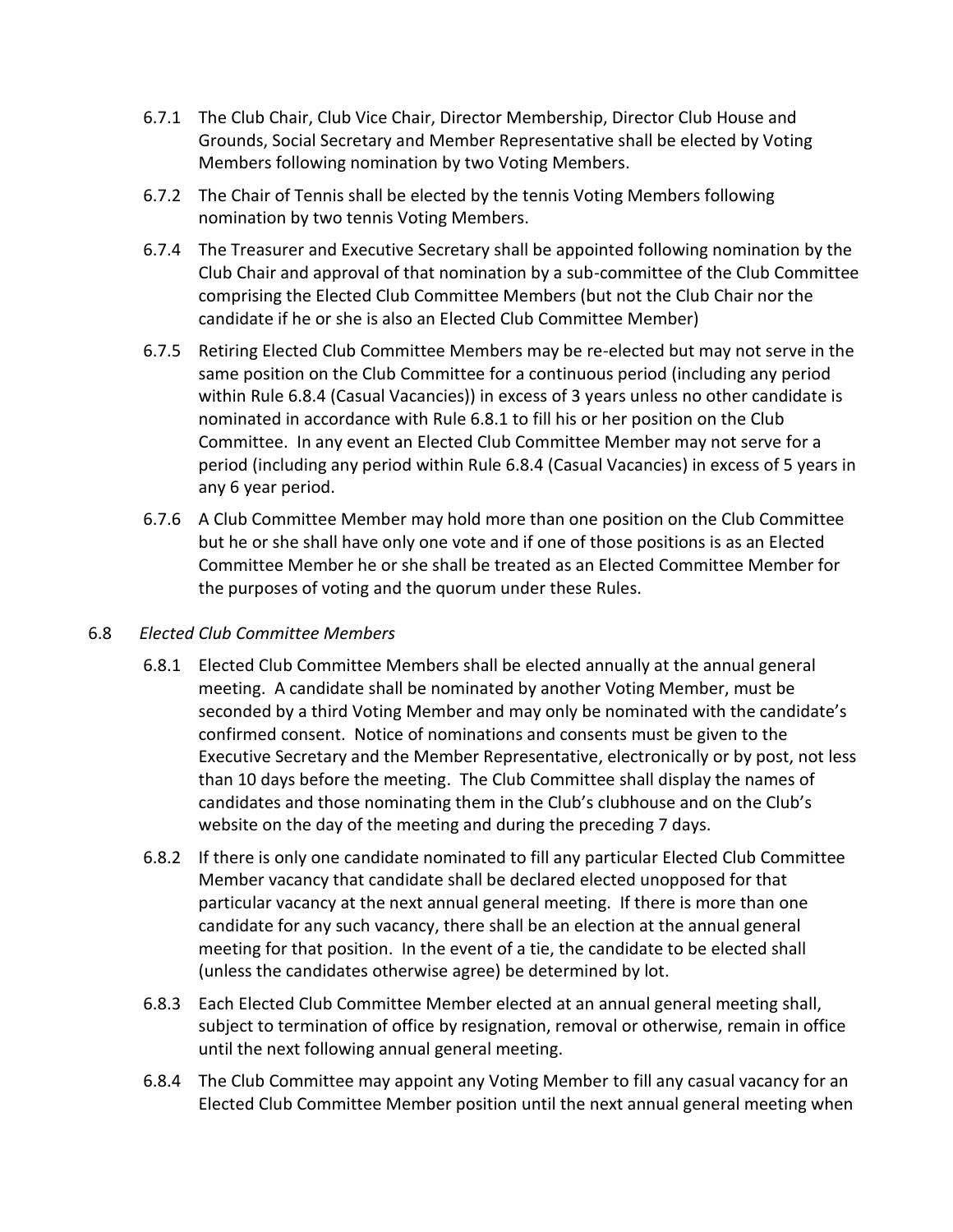6.7.1 The Club Chair, Club Vice Chair, Director Membership, Director Club House and Grounds, Social Secretary and Member Representative shall be elected by Voting Members following nomination by two Voting Members.

6.7.2 The Chair of Tennis shall be elected by the tennis Voting Members following nomination by two tennis Voting Members.

6.7.4 The Treasurer and Executive Secretary shall be appointed following nomination by the Club Chair and approval of that nomination by a sub-committee of the Club Committee comprising the Elected Club Committee Members (but not the Club Chair nor the candidate if he or she is also an Elected Club Committee Member)

6.7.5 Retiring Elected Club Committee Members may be re-elected but may not serve in the same position on the Club Committee for a continuous period (including any period within Rule 6.8.4 (Casual Vacancies)) in excess of 3 years unless no other candidate is nominated in accordance with Rule 6.8.1 to fill his or her position on the Club Committee. In any event an Elected Club Committee Member may not serve for a period (including any period within Rule 6.8.4 (Casual Vacancies) in excess of 5 years in any 6 year period.

6.7.6 A Club Committee Member may hold more than one position on the Club Committee but he or she shall have only one vote and if one of those positions is as an Elected Committee Member he or she shall be treated as an Elected Committee Member for the purposes of voting and the quorum under these Rules.

6.8 *Elected Club Committee Members*

6.8.1 Elected Club Committee Members shall be elected annually at the annual general meeting. A candidate shall be nominated by another Voting Member, must be seconded by a third Voting Member and may only be nominated with the candidate's confirmed consent. Notice of nominations and consents must be given to the Executive Secretary and the Member Representative, electronically or by post, not less than 10 days before the meeting. The Club Committee shall display the names of candidates and those nominating them in the Club's clubhouse and on the Club's website on the day of the meeting and during the preceding 7 days.

6.8.2 If there is only one candidate nominated to fill any particular Elected Club Committee Member vacancy that candidate shall be declared elected unopposed for that particular vacancy at the next annual general meeting. If there is more than one candidate for any such vacancy, there shall be an election at the annual general meeting for that position. In the event of a tie, the candidate to be elected shall (unless the candidates otherwise agree) be determined by lot.

6.8.3 Each Elected Club Committee Member elected at an annual general meeting shall, subject to termination of office by resignation, removal or otherwise, remain in office until the next following annual general meeting.

6.8.4 The Club Committee may appoint any Voting Member to fill any casual vacancy for an Elected Club Committee Member position until the next annual general meeting when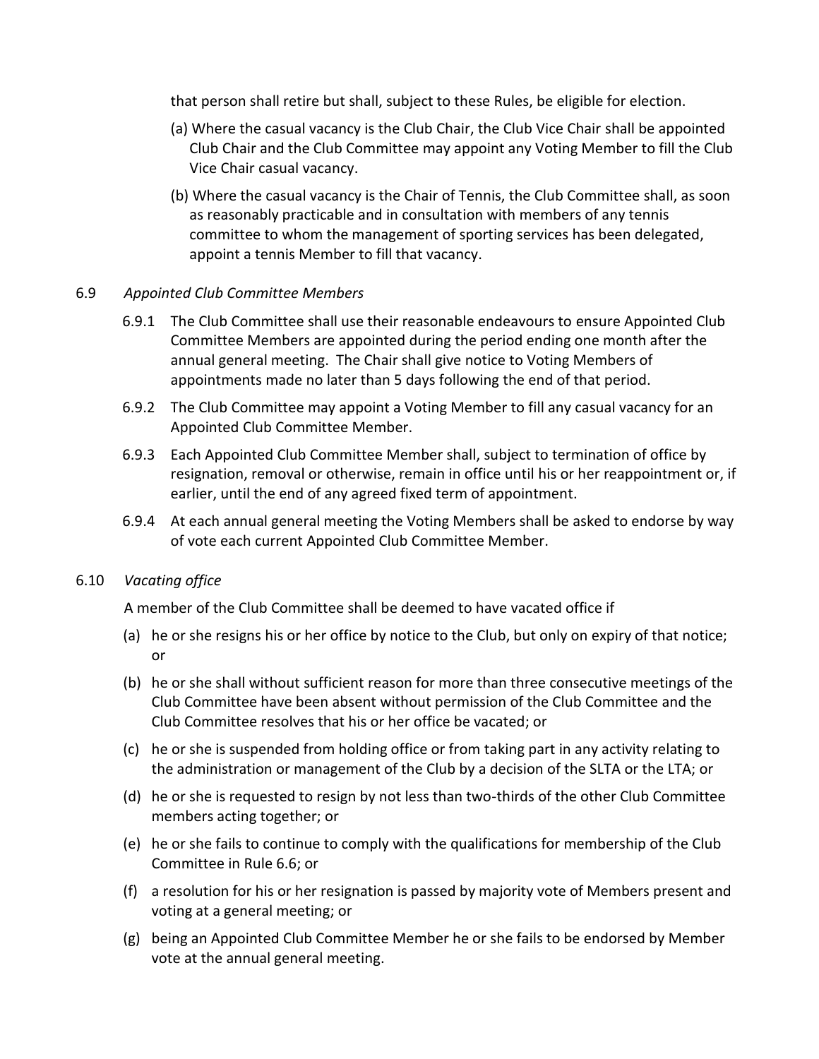that person shall retire but shall, subject to these Rules, be eligible for election.

(a) Where the casual vacancy is the Club Chair, the Club Vice Chair shall be appointed Club Chair and the Club Committee may appoint any Voting Member to fill the Club Vice Chair casual vacancy.

(b) Where the casual vacancy is the Chair of Tennis, the Club Committee shall, as soon as reasonably practicable and in consultation with members of any tennis committee to whom the management of sporting services has been delegated, appoint a tennis Member to fill that vacancy.

6.9 *Appointed Club Committee Members*

6.9.1 The Club Committee shall use their reasonable endeavours to ensure Appointed Club Committee Members are appointed during the period ending one month after the annual general meeting. The Chair shall give notice to Voting Members of appointments made no later than 5 days following the end of that period.

6.9.2 The Club Committee may appoint a Voting Member to fill any casual vacancy for an Appointed Club Committee Member.

6.9.3 Each Appointed Club Committee Member shall, subject to termination of office by resignation, removal or otherwise, remain in office until his or her reappointment or, if earlier, until the end of any agreed fixed term of appointment.

6.9.4 At each annual general meeting the Voting Members shall be asked to endorse by way of vote each current Appointed Club Committee Member.

6.10 *Vacating office*

A member of the Club Committee shall be deemed to have vacated office if

(a) he or she resigns his or her office by notice to the Club, but only on expiry of that notice; or

(b) he or she shall without sufficient reason for more than three consecutive meetings of the Club Committee have been absent without permission of the Club Committee and the Club Committee resolves that his or her office be vacated; or

(c) he or she is suspended from holding office or from taking part in any activity relating to the administration or management of the Club by a decision of the SLTA or the LTA; or

(d) he or she is requested to resign by not less than two-thirds of the other Club Committee members acting together; or

(e) he or she fails to continue to comply with the qualifications for membership of the Club Committee in Rule 6.6; or

(f) a resolution for his or her resignation is passed by majority vote of Members present and voting at a general meeting; or

(g) being an Appointed Club Committee Member he or she fails to be endorsed by Member vote at the annual general meeting.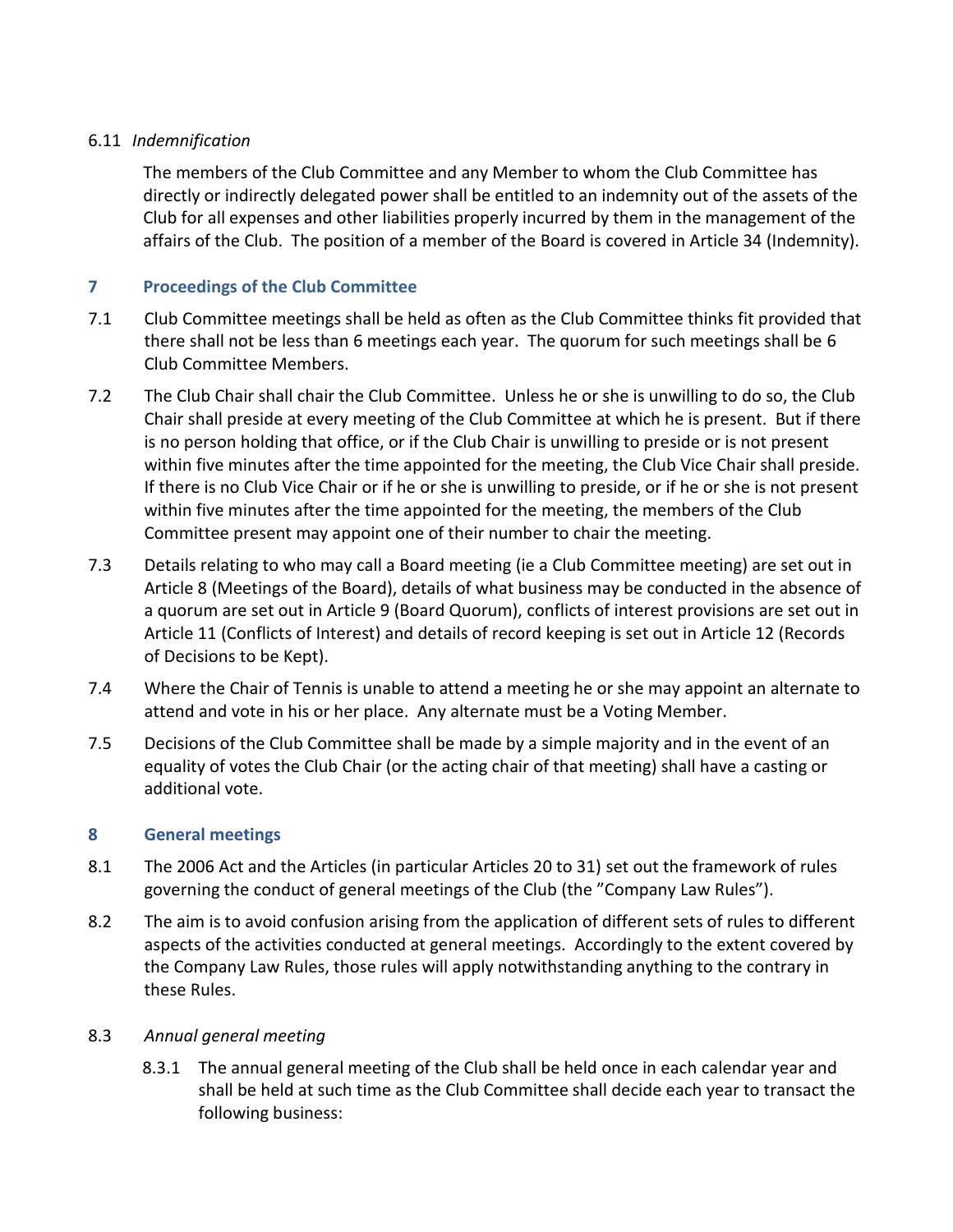6.11 *Indemnification*

The members of the Club Committee and any Member to whom the Club Committee has directly or indirectly delegated power shall be entitled to an indemnity out of the assets of the Club for all expenses and other liabilities properly incurred by them in the management of the affairs of the Club. The position of a member of the Board is covered in Article 34 (Indemnity).

## 7 Proceedings of the Club Committee

7.1 Club Committee meetings shall be held as often as the Club Committee thinks fit provided that there shall not be less than 6 meetings each year. The quorum for such meetings shall be 6 Club Committee Members.

7.2 The Club Chair shall chair the Club Committee. Unless he or she is unwilling to do so, the Club Chair shall preside at every meeting of the Club Committee at which he is present. But if there is no person holding that office, or if the Club Chair is unwilling to preside or is not present within five minutes after the time appointed for the meeting, the Club Vice Chair shall preside. If there is no Club Vice Chair or if he or she is unwilling to preside, or if he or she is not present within five minutes after the time appointed for the meeting, the members of the Club Committee present may appoint one of their number to chair the meeting.

7.3 Details relating to who may call a Board meeting (ie a Club Committee meeting) are set out in Article 8 (Meetings of the Board), details of what business may be conducted in the absence of a quorum are set out in Article 9 (Board Quorum), conflicts of interest provisions are set out in Article 11 (Conflicts of Interest) and details of record keeping is set out in Article 12 (Records of Decisions to be Kept).

7.4 Where the Chair of Tennis is unable to attend a meeting he or she may appoint an alternate to attend and vote in his or her place. Any alternate must be a Voting Member.

7.5 Decisions of the Club Committee shall be made by a simple majority and in the event of an equality of votes the Club Chair (or the acting chair of that meeting) shall have a casting or additional vote.

## 8 General meetings

8.1 The 2006 Act and the Articles (in particular Articles 20 to 31) set out the framework of rules governing the conduct of general meetings of the Club (the "Company Law Rules").

8.2 The aim is to avoid confusion arising from the application of different sets of rules to different aspects of the activities conducted at general meetings. Accordingly to the extent covered by the Company Law Rules, those rules will apply notwithstanding anything to the contrary in these Rules.

8.3 *Annual general meeting*

8.3.1 The annual general meeting of the Club shall be held once in each calendar year and shall be held at such time as the Club Committee shall decide each year to transact the following business: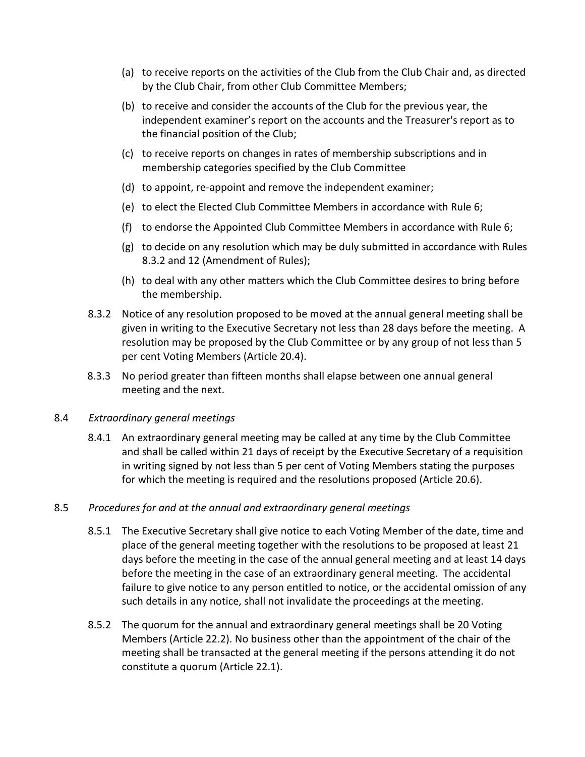(a) to receive reports on the activities of the Club from the Club Chair and, as directed by the Club Chair, from other Club Committee Members;

(b) to receive and consider the accounts of the Club for the previous year, the independent examiner's report on the accounts and the Treasurer's report as to the financial position of the Club;

(c) to receive reports on changes in rates of membership subscriptions and in membership categories specified by the Club Committee

(d) to appoint, re-appoint and remove the independent examiner;

(e) to elect the Elected Club Committee Members in accordance with Rule 6;

(f) to endorse the Appointed Club Committee Members in accordance with Rule 6;

(g) to decide on any resolution which may be duly submitted in accordance with Rules 8.3.2 and 12 (Amendment of Rules);

(h) to deal with any other matters which the Club Committee desires to bring before the membership.

8.3.2 Notice of any resolution proposed to be moved at the annual general meeting shall be given in writing to the Executive Secretary not less than 28 days before the meeting. A resolution may be proposed by the Club Committee or by any group of not less than 5 per cent Voting Members (Article 20.4).

8.3.3 No period greater than fifteen months shall elapse between one annual general meeting and the next.

8.4 *Extraordinary general meetings*

8.4.1 An extraordinary general meeting may be called at any time by the Club Committee and shall be called within 21 days of receipt by the Executive Secretary of a requisition in writing signed by not less than 5 per cent of Voting Members stating the purposes for which the meeting is required and the resolutions proposed (Article 20.6).

8.5 *Procedures for and at the annual and extraordinary general meetings*

8.5.1 The Executive Secretary shall give notice to each Voting Member of the date, time and place of the general meeting together with the resolutions to be proposed at least 21 days before the meeting in the case of the annual general meeting and at least 14 days before the meeting in the case of an extraordinary general meeting. The accidental failure to give notice to any person entitled to notice, or the accidental omission of any such details in any notice, shall not invalidate the proceedings at the meeting.

8.5.2 The quorum for the annual and extraordinary general meetings shall be 20 Voting Members (Article 22.2). No business other than the appointment of the chair of the meeting shall be transacted at the general meeting if the persons attending it do not constitute a quorum (Article 22.1).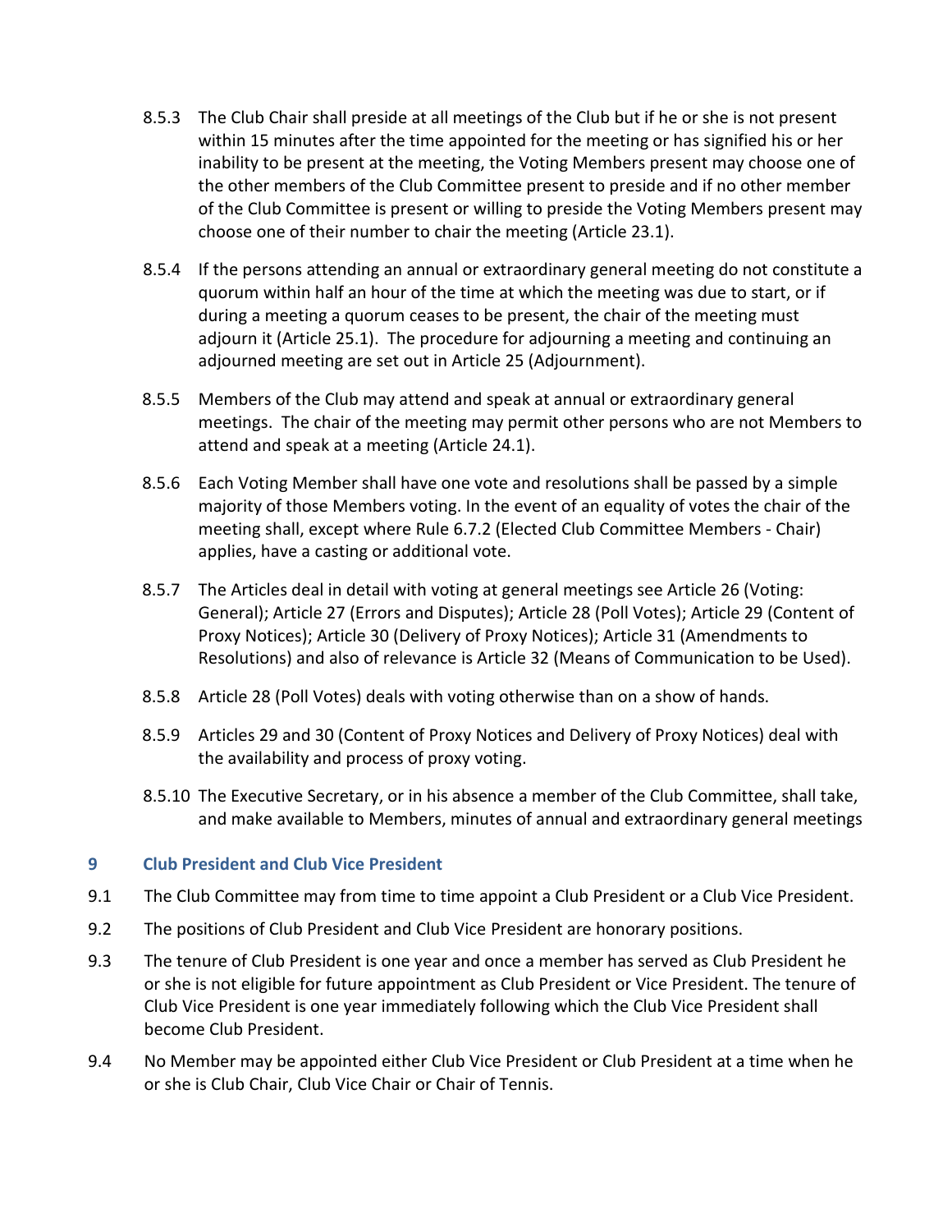8.5.3 The Club Chair shall preside at all meetings of the Club but if he or she is not present within 15 minutes after the time appointed for the meeting or has signified his or her inability to be present at the meeting, the Voting Members present may choose one of the other members of the Club Committee present to preside and if no other member of the Club Committee is present or willing to preside the Voting Members present may choose one of their number to chair the meeting (Article 23.1).

8.5.4 If the persons attending an annual or extraordinary general meeting do not constitute a quorum within half an hour of the time at which the meeting was due to start, or if during a meeting a quorum ceases to be present, the chair of the meeting must adjourn it (Article 25.1). The procedure for adjourning a meeting and continuing an adjourned meeting are set out in Article 25 (Adjournment).

8.5.5 Members of the Club may attend and speak at annual or extraordinary general meetings. The chair of the meeting may permit other persons who are not Members to attend and speak at a meeting (Article 24.1).

8.5.6 Each Voting Member shall have one vote and resolutions shall be passed by a simple majority of those Members voting. In the event of an equality of votes the chair of the meeting shall, except where Rule 6.7.2 (Elected Club Committee Members - Chair) applies, have a casting or additional vote.

8.5.7 The Articles deal in detail with voting at general meetings see Article 26 (Voting: General); Article 27 (Errors and Disputes); Article 28 (Poll Votes); Article 29 (Content of Proxy Notices); Article 30 (Delivery of Proxy Notices); Article 31 (Amendments to Resolutions) and also of relevance is Article 32 (Means of Communication to be Used).

8.5.8 Article 28 (Poll Votes) deals with voting otherwise than on a show of hands.

8.5.9 Articles 29 and 30 (Content of Proxy Notices and Delivery of Proxy Notices) deal with the availability and process of proxy voting.

8.5.10 The Executive Secretary, or in his absence a member of the Club Committee, shall take, and make available to Members, minutes of annual and extraordinary general meetings

## 9 Club President and Club Vice President

9.1 The Club Committee may from time to time appoint a Club President or a Club Vice President.

9.2 The positions of Club President and Club Vice President are honorary positions.

9.3 The tenure of Club President is one year and once a member has served as Club President he or she is not eligible for future appointment as Club President or Vice President. The tenure of Club Vice President is one year immediately following which the Club Vice President shall become Club President.

9.4 No Member may be appointed either Club Vice President or Club President at a time when he or she is Club Chair, Club Vice Chair or Chair of Tennis.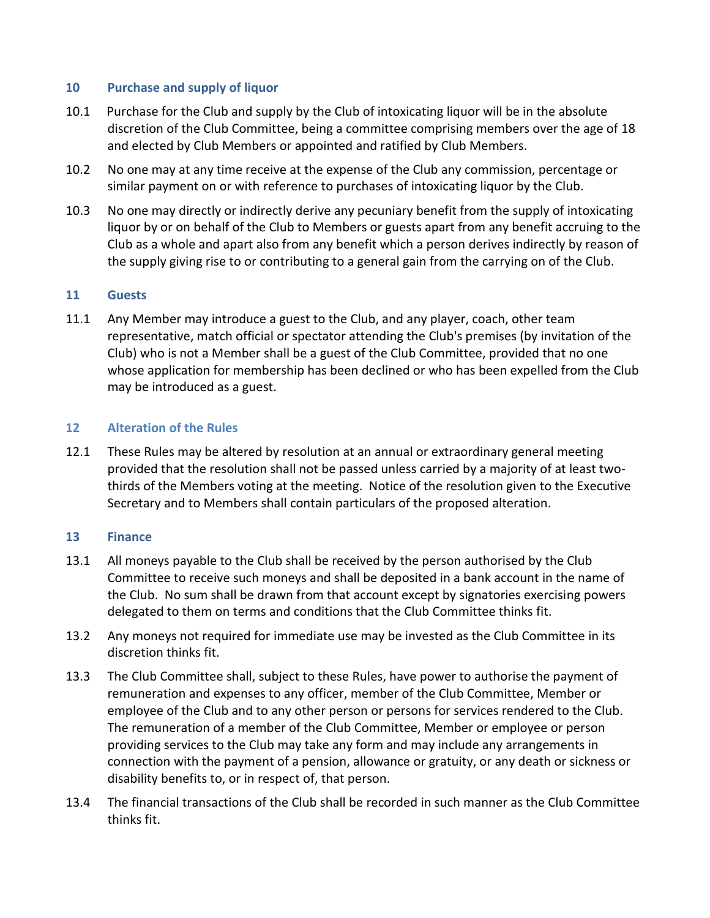## 10 Purchase and supply of liquor

10.1 Purchase for the Club and supply by the Club of intoxicating liquor will be in the absolute discretion of the Club Committee, being a committee comprising members over the age of 18 and elected by Club Members or appointed and ratified by Club Members.

10.2 No one may at any time receive at the expense of the Club any commission, percentage or similar payment on or with reference to purchases of intoxicating liquor by the Club.

10.3 No one may directly or indirectly derive any pecuniary benefit from the supply of intoxicating liquor by or on behalf of the Club to Members or guests apart from any benefit accruing to the Club as a whole and apart also from any benefit which a person derives indirectly by reason of the supply giving rise to or contributing to a general gain from the carrying on of the Club.

## 11 Guests

11.1 Any Member may introduce a guest to the Club, and any player, coach, other team representative, match official or spectator attending the Club's premises (by invitation of the Club) who is not a Member shall be a guest of the Club Committee, provided that no one whose application for membership has been declined or who has been expelled from the Club may be introduced as a guest.

## 12 Alteration of the Rules

12.1 These Rules may be altered by resolution at an annual or extraordinary general meeting provided that the resolution shall not be passed unless carried by a majority of at least two-thirds of the Members voting at the meeting. Notice of the resolution given to the Executive Secretary and to Members shall contain particulars of the proposed alteration.

## 13 Finance

13.1 All moneys payable to the Club shall be received by the person authorised by the Club Committee to receive such moneys and shall be deposited in a bank account in the name of the Club. No sum shall be drawn from that account except by signatories exercising powers delegated to them on terms and conditions that the Club Committee thinks fit.

13.2 Any moneys not required for immediate use may be invested as the Club Committee in its discretion thinks fit.

13.3 The Club Committee shall, subject to these Rules, have power to authorise the payment of remuneration and expenses to any officer, member of the Club Committee, Member or employee of the Club and to any other person or persons for services rendered to the Club. The remuneration of a member of the Club Committee, Member or employee or person providing services to the Club may take any form and may include any arrangements in connection with the payment of a pension, allowance or gratuity, or any death or sickness or disability benefits to, or in respect of, that person.

13.4 The financial transactions of the Club shall be recorded in such manner as the Club Committee thinks fit.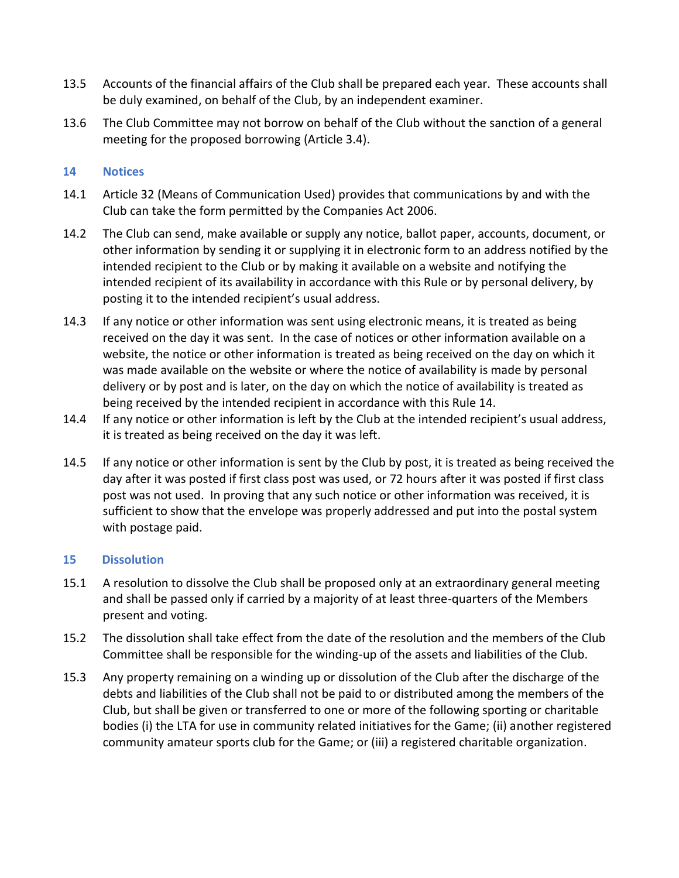13.5 Accounts of the financial affairs of the Club shall be prepared each year. These accounts shall be duly examined, on behalf of the Club, by an independent examiner.

13.6 The Club Committee may not borrow on behalf of the Club without the sanction of a general meeting for the proposed borrowing (Article 3.4).

## 14 Notices

14.1 Article 32 (Means of Communication Used) provides that communications by and with the Club can take the form permitted by the Companies Act 2006.

14.2 The Club can send, make available or supply any notice, ballot paper, accounts, document, or other information by sending it or supplying it in electronic form to an address notified by the intended recipient to the Club or by making it available on a website and notifying the intended recipient of its availability in accordance with this Rule or by personal delivery, by posting it to the intended recipient's usual address.

14.3 If any notice or other information was sent using electronic means, it is treated as being received on the day it was sent. In the case of notices or other information available on a website, the notice or other information is treated as being received on the day on which it was made available on the website or where the notice of availability is made by personal delivery or by post and is later, on the day on which the notice of availability is treated as being received by the intended recipient in accordance with this Rule 14.

14.4 If any notice or other information is left by the Club at the intended recipient's usual address, it is treated as being received on the day it was left.

14.5 If any notice or other information is sent by the Club by post, it is treated as being received the day after it was posted if first class post was used, or 72 hours after it was posted if first class post was not used. In proving that any such notice or other information was received, it is sufficient to show that the envelope was properly addressed and put into the postal system with postage paid.

## 15 Dissolution

15.1 A resolution to dissolve the Club shall be proposed only at an extraordinary general meeting and shall be passed only if carried by a majority of at least three-quarters of the Members present and voting.

15.2 The dissolution shall take effect from the date of the resolution and the members of the Club Committee shall be responsible for the winding-up of the assets and liabilities of the Club.

15.3 Any property remaining on a winding up or dissolution of the Club after the discharge of the debts and liabilities of the Club shall not be paid to or distributed among the members of the Club, but shall be given or transferred to one or more of the following sporting or charitable bodies (i) the LTA for use in community related initiatives for the Game; (ii) another registered community amateur sports club for the Game; or (iii) a registered charitable organization.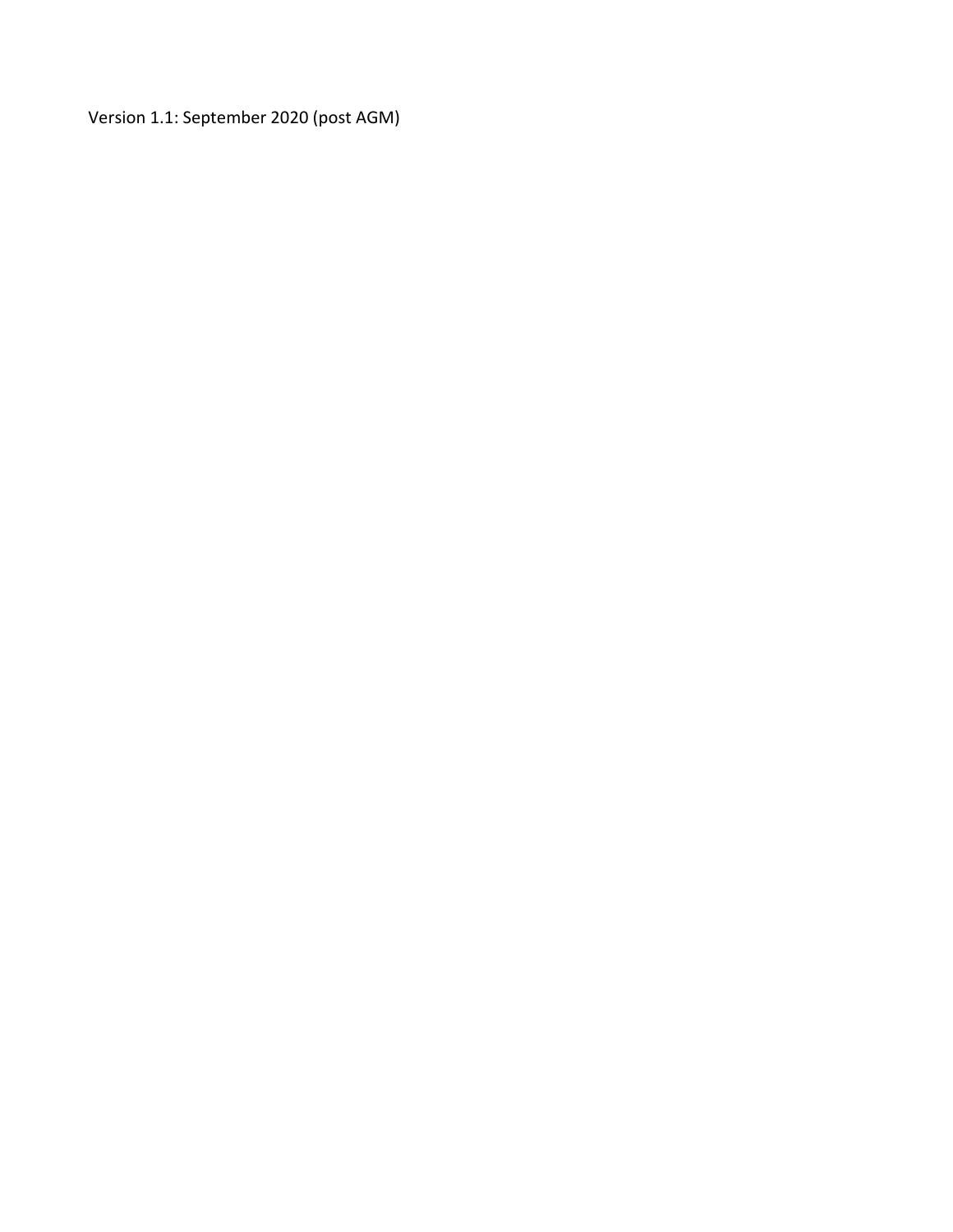Version 1.1: September 2020 (post AGM)